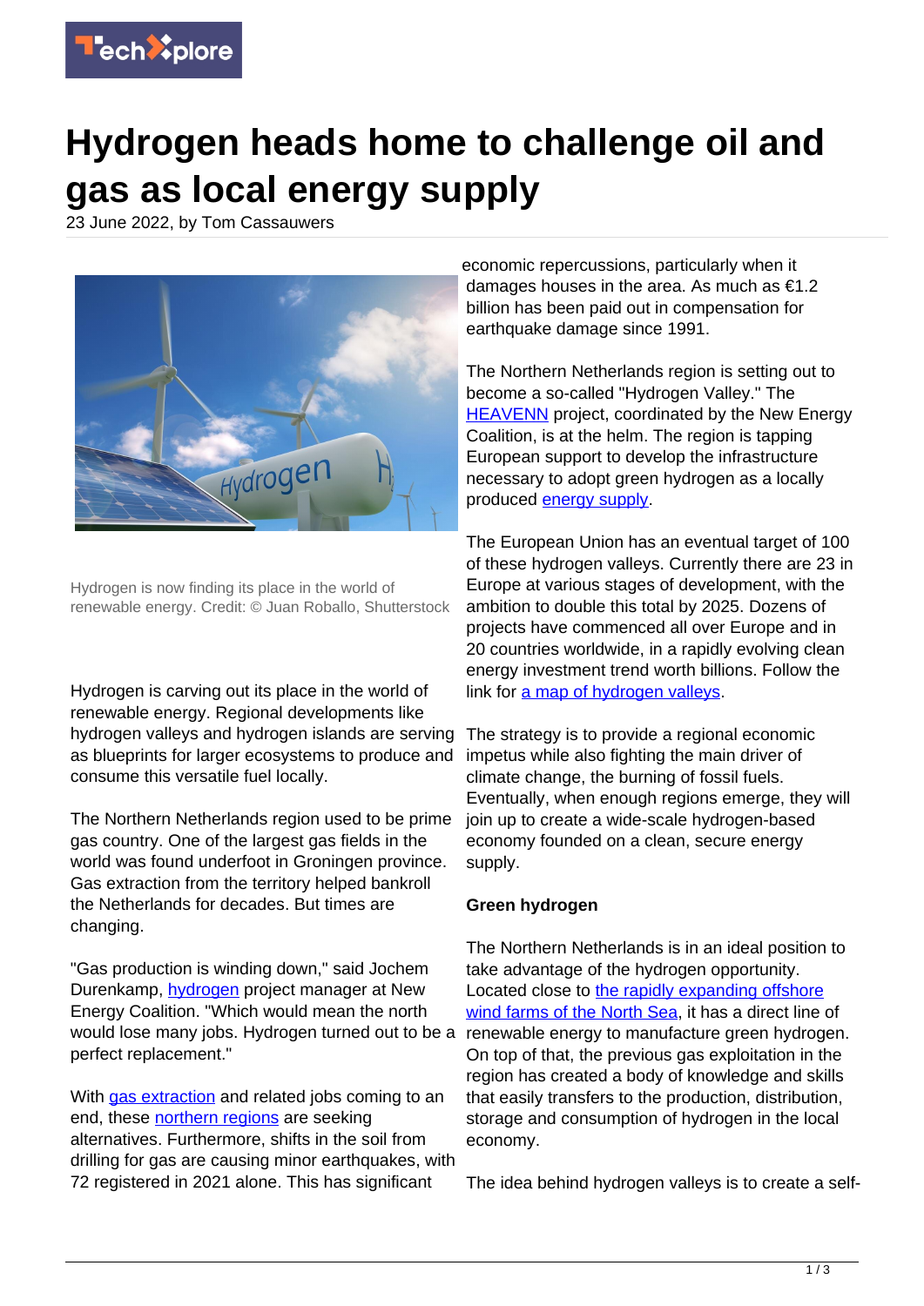# Hydrogen heads home to challenge oil and gas as local energy supply

23 June 2022, by Tom Cassauwers

Hydrogen is now finding its place in the world of renewable energy. Credit: © Juan Roballo, Shutterstock

Hydrogen is carving out its place in the world of renewable energy. Regional developments like hydrogen valleys and hydrogen islands are serving as blueprints for larger ecosystems to produce and consume this versatile fuel locally.

The Northern Netherlands region used to be prime gas country. One of the largest gas fields in the world was found underfoot in Groningen province. Gas extraction from the territory helped bankroll the Netherlands for decades. But times are changing.

"Gas production is winding down," said Jochem Durenkamp, hydrogen project manager at New Energy Coalition. "Which would mean the north would lose many jobs. Hydrogen turned out to be a perfect replacement."

With gas extraction and related jobs coming to an end, these northern regions are seeking alternatives. Furthermore, shifts in the soil from drilling for gas are causing minor earthquakes, with 72 registered in 2021 alone. This has significant economic repercussions, particularly when it damages houses in the area. As much as €1.2 billion has been paid out in compensation for earthquake damage since 1991.

The Northern Netherlands region is setting out to become a so-called "Hydrogen Valley." The HEAVENN project, coordinated by the New Energy Coalition, is at the helm. The region is tapping European support to develop the infrastructure necessary to adopt green hydrogen as a locally produced energy supply.

The European Union has an eventual target of 100 of these hydrogen valleys. Currently there are 23 in Europe at various stages of development, with the ambition to double this total by 2025. Dozens of projects have commenced all over Europe and in 20 countries worldwide, in a rapidly evolving clean energy investment trend worth billions. Follow the link for a map of hydrogen valleys.

The strategy is to provide a regional economic impetus while also fighting the main driver of climate change, the burning of fossil fuels. Eventually, when enough regions emerge, they will join up to create a wide-scale hydrogen-based economy founded on a clean, secure energy supply.

**Green hydrogen**

The Northern Netherlands is in an ideal position to take advantage of the hydrogen opportunity. Located close to the rapidly expanding offshore wind farms of the North Sea, it has a direct line of renewable energy to manufacture green hydrogen. On top of that, the previous gas exploitation in the region has created a body of knowledge and skills that easily transfers to the production, distribution, storage and consumption of hydrogen in the local economy.

The idea behind hydrogen valleys is to create a self-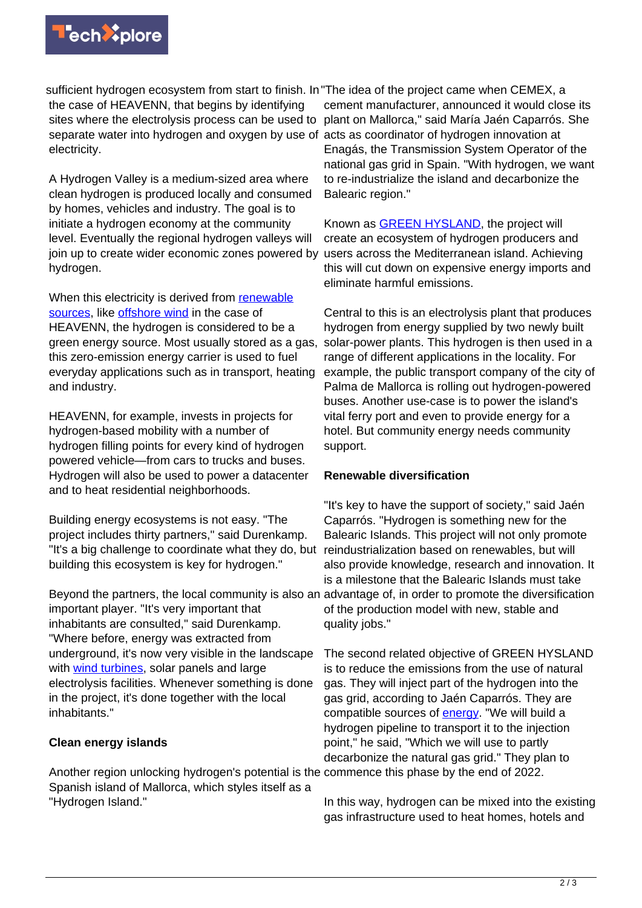sufficient hydrogen ecosystem from start to finish. In the case of HEAVENN, that begins by identifying sites where the electrolysis process can be used to separate water into hydrogen and oxygen by use of electricity.

A Hydrogen Valley is a medium-sized area where clean hydrogen is produced locally and consumed by homes, vehicles and industry. The goal is to initiate a hydrogen economy at the community level. Eventually the regional hydrogen valleys will join up to create wider economic zones powered by hydrogen.

When this electricity is derived from renewable sources, like offshore wind in the case of HEAVENN, the hydrogen is considered to be a green energy source. Most usually stored as a gas, this zero-emission energy carrier is used to fuel everyday applications such as in transport, heating and industry.

HEAVENN, for example, invests in projects for hydrogen-based mobility with a number of hydrogen filling points for every kind of hydrogen powered vehicle—from cars to trucks and buses. Hydrogen will also be used to power a datacenter and to heat residential neighborhoods.

Building energy ecosystems is not easy. "The project includes thirty partners," said Durenkamp. "It's a big challenge to coordinate what they do, but building this ecosystem is key for hydrogen."

Beyond the partners, the local community is also an important player. "It's very important that inhabitants are consulted," said Durenkamp. "Where before, energy was extracted from underground, it's now very visible in the landscape with wind turbines, solar panels and large electrolysis facilities. Whenever something is done in the project, it's done together with the local inhabitants."

## Clean energy islands

Another region unlocking hydrogen's potential is the Spanish island of Mallorca, which styles itself as a "Hydrogen Island."

"The idea of the project came when CEMEX, a cement manufacturer, announced it would close its plant on Mallorca," said María Jaén Caparrós. She acts as coordinator of hydrogen innovation at Enagás, the Transmission System Operator of the national gas grid in Spain. "With hydrogen, we want to re-industrialize the island and decarbonize the Balearic region."

Known as GREEN HYSLAND, the project will create an ecosystem of hydrogen producers and users across the Mediterranean island. Achieving this will cut down on expensive energy imports and eliminate harmful emissions.

Central to this is an electrolysis plant that produces hydrogen from energy supplied by two newly built solar-power plants. This hydrogen is then used in a range of different applications in the locality. For example, the public transport company of the city of Palma de Mallorca is rolling out hydrogen-powered buses. Another use-case is to power the island's vital ferry port and even to provide energy for a hotel. But community energy needs community support.

## Renewable diversification

"It's key to have the support of society," said Jaén Caparrós. "Hydrogen is something new for the Balearic Islands. This project will not only promote reindustrialization based on renewables, but will also provide knowledge, research and innovation. It is a milestone that the Balearic Islands must take advantage of, in order to promote the diversification of the production model with new, stable and quality jobs."

The second related objective of GREEN HYSLAND is to reduce the emissions from the use of natural gas. They will inject part of the hydrogen into the gas grid, according to Jaén Caparrós. They are compatible sources of energy. "We will build a hydrogen pipeline to transport it to the injection point," he said, "Which we will use to partly decarbonize the natural gas grid." They plan to commence this phase by the end of 2022.

In this way, hydrogen can be mixed into the existing gas infrastructure used to heat homes, hotels and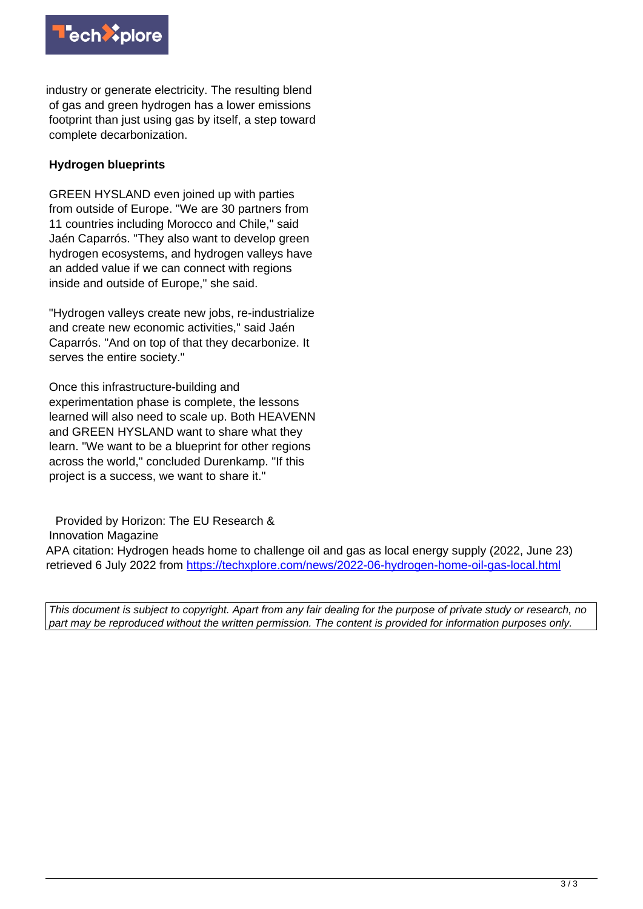industry or generate electricity. The resulting blend of gas and green hydrogen has a lower emissions footprint than just using gas by itself, a step toward complete decarbonization.

**Hydrogen blueprints**

GREEN HYSLAND even joined up with parties from outside of Europe. "We are 30 partners from 11 countries including Morocco and Chile," said Jaén Caparrós. "They also want to develop green hydrogen ecosystems, and hydrogen valleys have an added value if we can connect with regions inside and outside of Europe," she said.

"Hydrogen valleys create new jobs, re-industrialize and create new economic activities," said Jaén Caparrós. "And on top of that they decarbonize. It serves the entire society."

Once this infrastructure-building and experimentation phase is complete, the lessons learned will also need to scale up. Both HEAVENN and GREEN HYSLAND want to share what they learn. "We want to be a blueprint for other regions across the world," concluded Durenkamp. "If this project is a success, we want to share it."

Provided by Horizon: The EU Research & Innovation Magazine

APA citation: Hydrogen heads home to challenge oil and gas as local energy supply (2022, June 23) retrieved 6 July 2022 from https://techxplore.com/news/2022-06-hydrogen-home-oil-gas-local.html

*This document is subject to copyright. Apart from any fair dealing for the purpose of private study or research, no part may be reproduced without the written permission. The content is provided for information purposes only.*